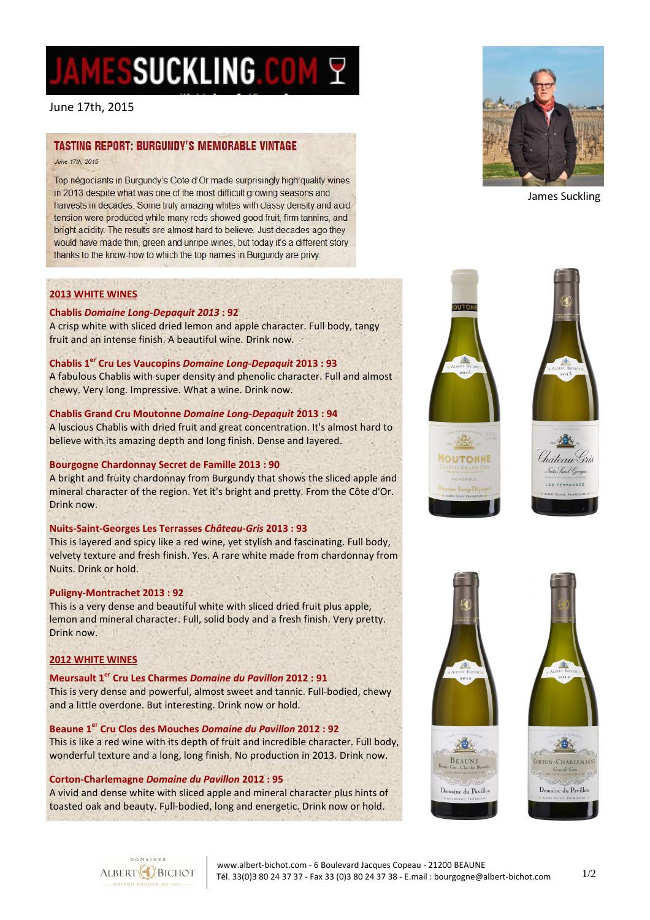# JAMESSUCKLING.COM

June 17th, 2015

James Suckling

## TASTING REPORT: BURGUNDY'S MEMORABLE VINTAGE

*June 17th, 2015*

Top négociants in Burgundy's Cote d'Or made surprisingly high quality wines in 2013 despite what was one of the most difficult growing seasons and harvests in decades. Some truly amazing whites with classy density and acid tension were produced while many reds showed good fruit, firm tannins, and bright acidity. The results are almost hard to believe. Just decades ago they would have made thin, green and unripe wines, but today it's a different story thanks to the know-how to which the top names in Burgundy are privy.

### 2013 WHITE WINES

**Chablis *Domaine Long-Depaquit 2013* : 92**
A crisp white with sliced dried lemon and apple character. Full body, tangy fruit and an intense finish. A beautiful wine. Drink now.

**Chablis 1[er] Cru Les Vaucopins *Domaine Long-Depaquit* 2013 : 93**
A fabulous Chablis with super density and phenolic character. Full and almost chewy. Very long. Impressive. What a wine. Drink now.

**Chablis Grand Cru Moutonne *Domaine Long-Depaquit* 2013 : 94**
A luscious Chablis with dried fruit and great concentration. It's almost hard to believe with its amazing depth and long finish. Dense and layered.

**Bourgogne Chardonnay Secret de Famille 2013 : 90**
A bright and fruity chardonnay from Burgundy that shows the sliced apple and mineral character of the region. Yet it's bright and pretty. From the Côte d'Or. Drink now.

**Nuits-Saint-Georges Les Terrasses *Château-Gris* 2013 : 93**
This is layered and spicy like a red wine, yet stylish and fascinating. Full body, velvety texture and fresh finish. Yes. A rare white made from chardonnay from Nuits. Drink or hold.

**Puligny-Montrachet 2013 : 92**
This is a very dense and beautiful white with sliced dried fruit plus apple, lemon and mineral character. Full, solid body and a fresh finish. Very pretty. Drink now.

### 2012 WHITE WINES

**Meursault 1[er] Cru Les Charmes *Domaine du Pavillon* 2012 : 91**
This is very dense and powerful, almost sweet and tannic. Full-bodied, chewy and a little overdone. But interesting. Drink now or hold.

**Beaune 1[er] Cru Clos des Mouches *Domaine du Pavillon* 2012 : 92**
This is like a red wine with its depth of fruit and incredible character. Full body, wonderful texture and a long, long finish. No production in 2013. Drink now.

**Corton-Charlemagne *Domaine du Pavillon* 2012 : 95**
A vivid and dense white with sliced apple and mineral character plus hints of toasted oak and beauty. Full-bodied, long and energetic. Drink now or hold.

DOMAINES ALBERT BICHOT — MAISON FONDÉE EN 1831

www.albert-bichot.com - 6 Boulevard Jacques Copeau - 21200 BEAUNE
Tél. 33(0)3 80 24 37 37 - Fax 33 (0)3 80 24 37 38 - E.mail : bourgogne@albert-bichot.com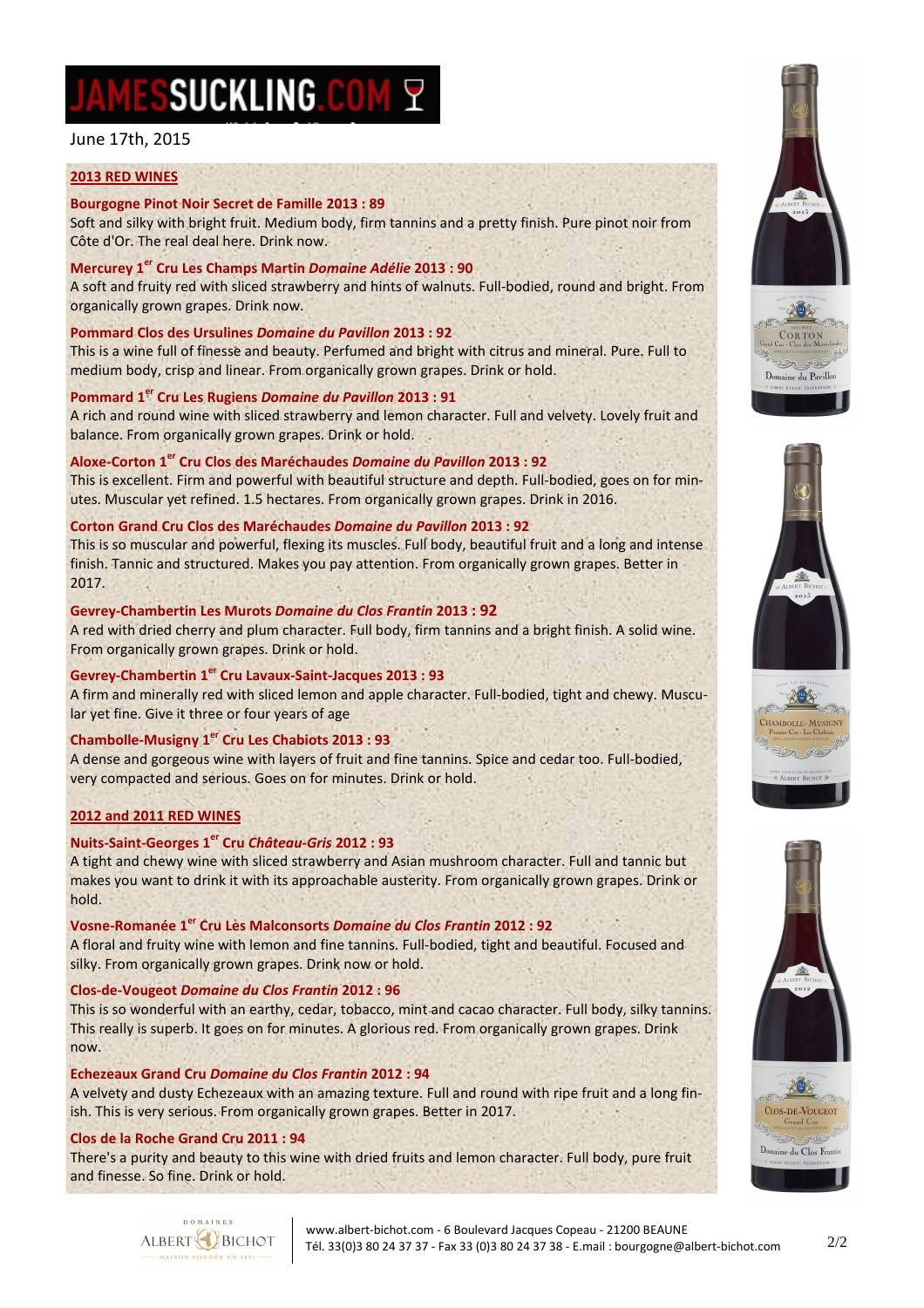JAMESSUCKLING.COM

June 17th, 2015

## 2013 RED WINES

**Bourgogne Pinot Noir Secret de Famille 2013 : 89**
Soft and silky with bright fruit. Medium body, firm tannins and a pretty finish. Pure pinot noir from Côte d'Or. The real deal here. Drink now.

**Mercurey 1er Cru Les Champs Martin *Domaine Adélie* 2013 : 90**
A soft and fruity red with sliced strawberry and hints of walnuts. Full-bodied, round and bright. From organically grown grapes. Drink now.

**Pommard Clos des Ursulines *Domaine du Pavillon* 2013 : 92**
This is a wine full of finesse and beauty. Perfumed and bright with citrus and mineral. Pure. Full to medium body, crisp and linear. From organically grown grapes. Drink or hold.

**Pommard 1er Cru Les Rugiens *Domaine du Pavillon* 2013 : 91**
A rich and round wine with sliced strawberry and lemon character. Full and velvety. Lovely fruit and balance. From organically grown grapes. Drink or hold.

**Aloxe-Corton 1er Cru Clos des Maréchaudes *Domaine du Pavillon* 2013 : 92**
This is excellent. Firm and powerful with beautiful structure and depth. Full-bodied, goes on for minutes. Muscular yet refined. 1.5 hectares. From organically grown grapes. Drink in 2016.

**Corton Grand Cru Clos des Maréchaudes *Domaine du Pavillon* 2013 : 92**
This is so muscular and powerful, flexing its muscles. Full body, beautiful fruit and a long and intense finish. Tannic and structured. Makes you pay attention. From organically grown grapes. Better in 2017.

**Gevrey-Chambertin Les Murots *Domaine du Clos Frantin* 2013 : 92**
A red with dried cherry and plum character. Full body, firm tannins and a bright finish. A solid wine. From organically grown grapes. Drink or hold.

**Gevrey-Chambertin 1er Cru Lavaux-Saint-Jacques 2013 : 93**
A firm and minerally red with sliced lemon and apple character. Full-bodied, tight and chewy. Muscular yet fine. Give it three or four years of age

**Chambolle-Musigny 1er Cru Les Chabiots 2013 : 93**
A dense and gorgeous wine with layers of fruit and fine tannins. Spice and cedar too. Full-bodied, very compacted and serious. Goes on for minutes. Drink or hold.

## 2012 and 2011 RED WINES

**Nuits-Saint-Georges 1er Cru *Château-Gris* 2012 : 93**
A tight and chewy wine with sliced strawberry and Asian mushroom character. Full and tannic but makes you want to drink it with its approachable austerity. From organically grown grapes. Drink or hold.

**Vosne-Romanée 1er Cru Les Malconsorts *Domaine du Clos Frantin* 2012 : 92**
A floral and fruity wine with lemon and fine tannins. Full-bodied, tight and beautiful. Focused and silky. From organically grown grapes. Drink now or hold.

**Clos-de-Vougeot *Domaine du Clos Frantin* 2012 : 96**
This is so wonderful with an earthy, cedar, tobacco, mint and cacao character. Full body, silky tannins. This really is superb. It goes on for minutes. A glorious red. From organically grown grapes. Drink now.

**Echezeaux Grand Cru *Domaine du Clos Frantin* 2012 : 94**
A velvety and dusty Echezeaux with an amazing texture. Full and round with ripe fruit and a long finish. This is very serious. From organically grown grapes. Better in 2017.

**Clos de la Roche Grand Cru 2011 : 94**
There's a purity and beauty to this wine with dried fruits and lemon character. Full body, pure fruit and finesse. So fine. Drink or hold.

DOMAINES ALBERT BICHOT — MAISON FONDÉE EN 1831

www.albert-bichot.com - 6 Boulevard Jacques Copeau - 21200 BEAUNE
Tél. 33(0)3 80 24 37 37 - Fax 33 (0)3 80 24 37 38 - E.mail : bourgogne@albert-bichot.com